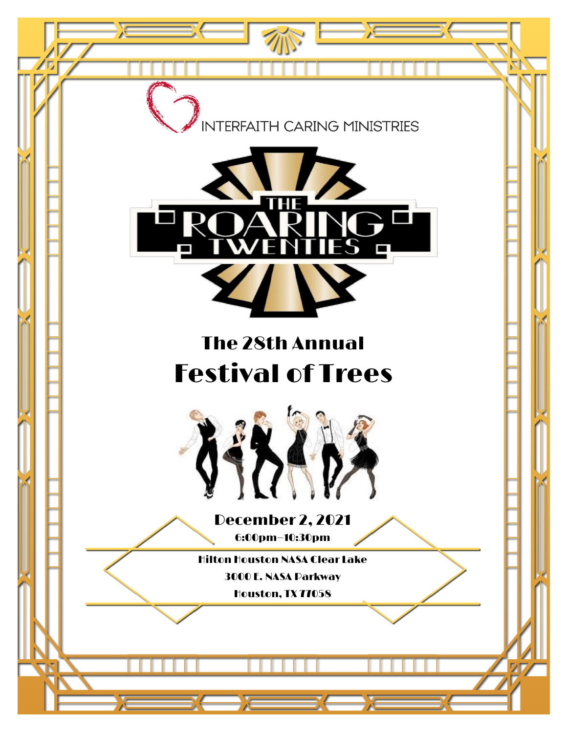INTERFAITH CARING MINISTRIES

THE ROARING TWENTIES

## The 28th Annual

# Festival of Trees

**December 2, 2021**

**6:00pm–10:30pm**

**Hilton Houston NASA Clear Lake**

**3000 E. NASA Parkway**

**Houston, TX 77058**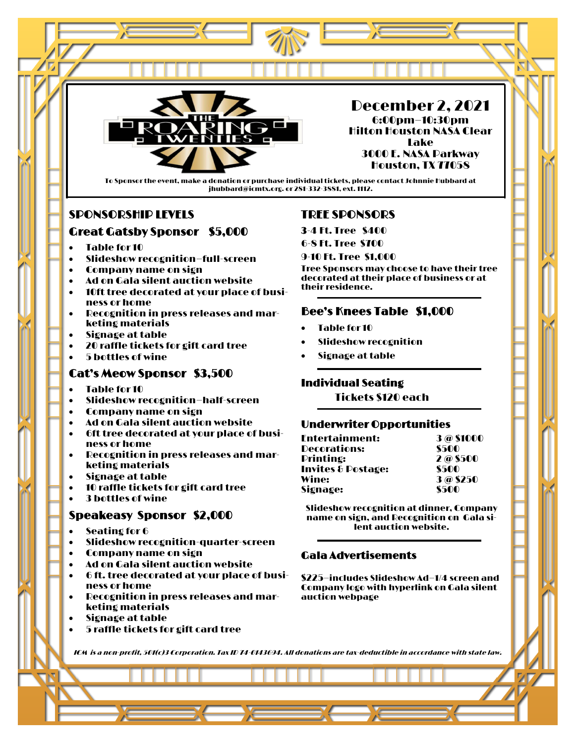# THE ROARING TWENTIES

## December 2, 2021

**6:00pm–10:30pm**
**Hilton Houston NASA Clear Lake**
**3000 E. NASA Parkway**
**Houston, TX 77058**

To Sponsor the event, make a donation or purchase individual tickets, please contact Johnnie Hubbard at jhubbard@icmtx.org. or 281-332-3881, ext. 1112.

## SPONSORSHIP LEVELS

### Great Gatsby Sponsor $5,000

- Table for 10
- Slideshow recognition–full-screen
- Company name on sign
- Ad on Gala silent auction website
- 10ft tree decorated at your place of business or home
- Recognition in press releases and marketing materials
- Signage at table
- 20 raffle tickets for gift card tree
- 5 bottles of wine

### Cat's Meow Sponsor $3,500

- Table for 10
- Slideshow recognition–half-screen
- Company name on sign
- Ad on Gala silent auction website
- 6ft tree decorated at your place of business or home
- Recognition in press releases and marketing materials
- Signage at table
- 10 raffle tickets for gift card tree
- 3 bottles of wine

### Speakeasy Sponsor $2,000

- Seating for 6
- Slideshow recognition-quarter-screen
- Company name on sign
- Ad on Gala silent auction website
- 6 ft. tree decorated at your place of business or home
- Recognition in press releases and marketing materials
- Signage at table
- 5 raffle tickets for gift card tree

## TREE SPONSORS

**3-4 Ft. Tree $400**
**6-8 Ft. Tree $700**
**9-10 Ft. Tree $1,000**

Tree Sponsors may choose to have their tree decorated at their place of business or at their residence.

### Bee's Knees Table $1,000

- Table for 10
- Slideshow recognition
- Signage at table

### Individual Seating

**Tickets $120 each**

### Underwriter Opportunities

| | |
|---|---|
| Entertainment: | 3 @ $1000 |
| Decorations: | $500 |
| Printing: | 2 @ $500 |
| Invites & Postage: | $500 |
| Wine: | 3 @ $250 |
| Signage: | $500 |

Slideshow recognition at dinner, Company name on sign, and Recognition on Gala silent auction website.

### Gala Advertisements

$225–includes Slideshow Ad–1/4 screen and Company logo with hyperlink on Gala silent auction webpage

*ICM is a non-profit, 501(c)3 Corporation. Tax ID 74-0143694. All donations are tax-deductible in accordance with state law.*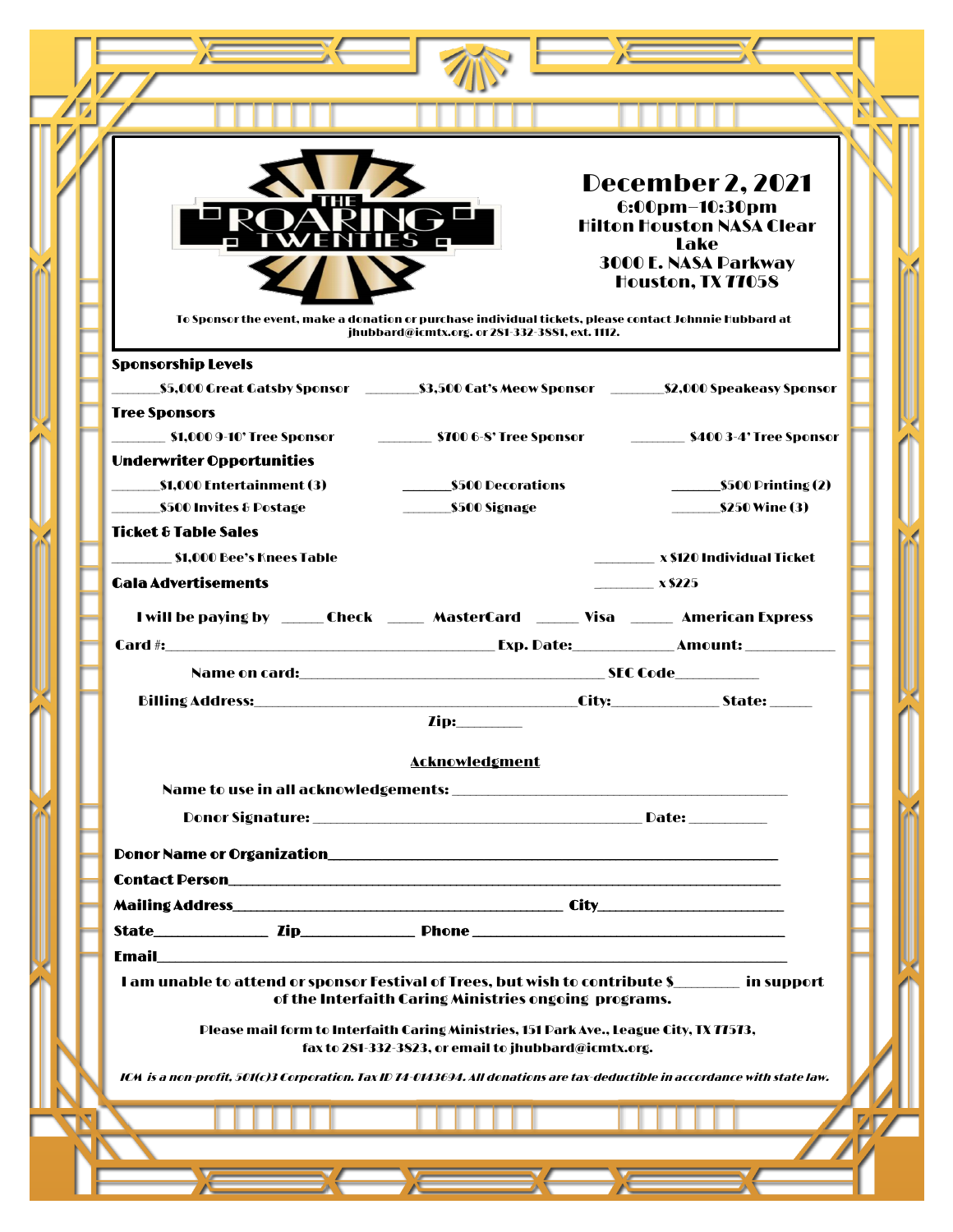# THE ROARING TWENTIES

**December 2, 2021**
**6:00pm–10:30pm**
**Hilton Houston NASA Clear Lake**
**3000 E. NASA Parkway**
**Houston, TX 77058**

To Sponsor the event, make a donation or purchase individual tickets, please contact Johnnie Hubbard at jhubbard@icmtx.org. or 281-332-3881, ext. 1112.

**Sponsorship Levels**

______$5,000 Great Gatsby Sponsor   ______$3,500 Cat's Meow Sponsor   ______$2,000 Speakeasy Sponsor

**Tree Sponsors**

______ $1,000 9-10' Tree Sponsor   ______ $700 6-8' Tree Sponsor   ______ $400 3-4' Tree Sponsor

**Underwriter Opportunities**

______$1,000 Entertainment (3)   ______$500 Decorations   ______$500 Printing (2)

______$500 Invites & Postage   ______$500 Signage   ______$250 Wine (3)

**Ticket & Table Sales**

______ $1,000 Bee's Knees Table   ______ x $120 Individual Ticket

**Gala Advertisements**   ______ x $225

I will be paying by _____ Check _____ MasterCard _____ Visa _____ American Express

Card #:________________________________________ Exp. Date:____________ Amount: ___________

Name on card:_____________________________________ SEC Code__________

Billing Address:_______________________________________City:_____________ State: _____

Zip:________

**Acknowledgment**

Name to use in all acknowledgements: ________________________________________

Donor Signature: ________________________________________ Date: __________

**Donor Name or Organization**______________________________________________________

**Contact Person**__________________________________________________________________

**Mailing Address**________________________________________ **City**_______________________

**State**______________ **Zip**______________ **Phone** ________________________________________

**Email**_________________________________________________________________________

I am unable to attend or sponsor Festival of Trees, but wish to contribute $________ in support of the Interfaith Caring Ministries ongoing programs.

Please mail form to Interfaith Caring Ministries, 151 Park Ave., League City, TX 77573, fax to 281-332-3823, or email to jhubbard@icmtx.org.

*ICM is a non-profit, 501(c)3 Corporation. Tax ID 74-0143694. All donations are tax-deductible in accordance with state law.*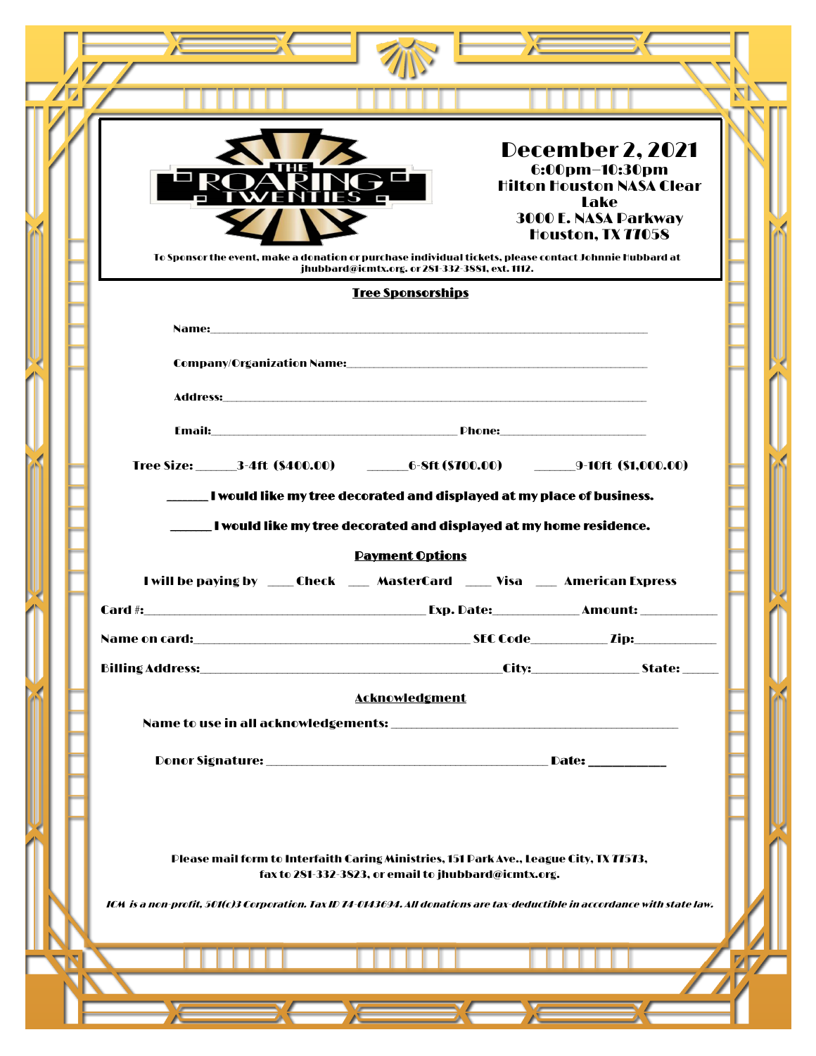THE ROARING TWENTIES

# December 2, 2021

**6:00pm–10:30pm**
**Hilton Houston NASA Clear Lake**
**3000 E. NASA Parkway**
**Houston, TX 77058**

To Sponsor the event, make a donation or purchase individual tickets, please contact Johnnie Hubbard at jhubbard@icmtx.org. or 281-332-3881, ext. 1112.

## Tree Sponsorships

Name:_______________________________________________________________

Company/Organization Name:__________________________________________

Address:_____________________________________________________________

Email:_______________________________ Phone:____________________

Tree Size: ______3-4ft ($400.00) ______6-8ft ($700.00) ______9-10ft ($1,000.00)

______ I would like my tree decorated and displayed at my place of business.

______ I would like my tree decorated and displayed at my home residence.

## Payment Options

I will be paying by ____ Check ___ MasterCard ____ Visa ___ American Express

Card #:____________________________________ Exp. Date:___________ Amount: __________

Name on card:____________________________________ SEC Code__________ Zip:___________

Billing Address:______________________________________City:______________ State: _____

## Acknowledgment

Name to use in all acknowledgements: ____________________________________

Donor Signature: ____________________________________ Date: __________

Please mail form to Interfaith Caring Ministries, 151 Park Ave., League City, TX 77573, fax to 281-332-3823, or email to jhubbard@icmtx.org.

*ICM is a non-profit, 501(c)3 Corporation. Tax ID 74-0143694. All donations are tax-deductible in accordance with state law.*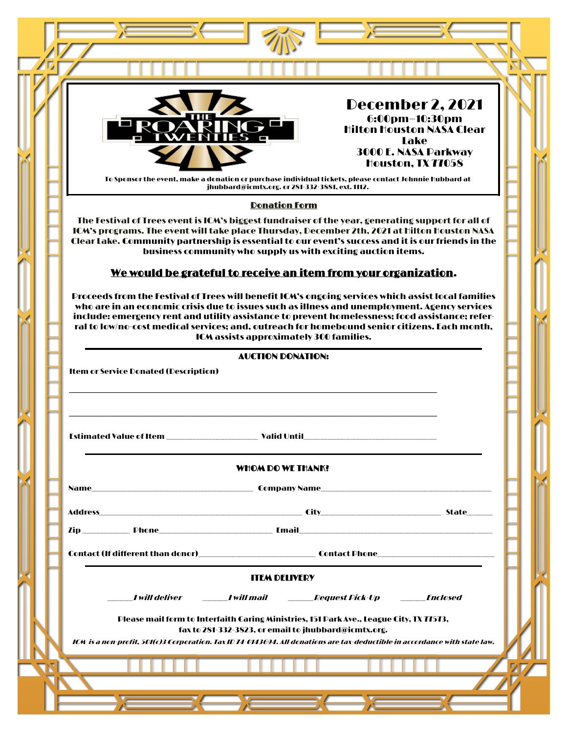THE ROARING TWENTIES

**December 2, 2021**

**6:00pm–10:30pm**
**Hilton Houston NASA Clear Lake**
**3000 E. NASA Parkway**
**Houston, TX 77058**

To Sponsor the event, make a donation or purchase individual tickets, please contact Johnnie Hubbard at jhubbard@icmtx.org. or 281-332-3881, ext. 1112.

## Donation Form

**The Festival of Trees event is ICM's biggest fundraiser of the year, generating support for all of ICM's programs. The event will take place Thursday, December 2th, 2021 at Hilton Houston NASA Clear Lake. Community partnership is essential to our event's success and it is our friends in the business community who supply us with exciting auction items.**

**We would be grateful to receive an item from your organization.**

**Proceeds from the Festival of Trees will benefit ICM's ongoing services which assist local families who are in an economic crisis due to issues such as illness and unemployment. Agency services include: emergency rent and utility assistance to prevent homelessness; food assistance; referral to low/no-cost medical services; and, outreach for homebound senior citizens. Each month, ICM assists approximately 300 families.**

### AUCTION DONATION:

Item or Service Donated (Description)

_______________________________________________________________

_______________________________________________________________

Estimated Value of Item ____________________ Valid Until ______________________________

### WHOM DO WE THANK?

Name ______________________________ Company Name ______________________________

Address ______________________________ City ____________________ State ______

Zip __________ Phone ____________________ Email ______________________________

Contact (If different than donor) ____________________ Contact Phone ____________________

### ITEM DELIVERY

_____ *I will deliver* _____ *I will mail* _____ *Request Pick-Up* _____ *Enclosed*

**Please mail form to Interfaith Caring Ministries, 151 Park Ave., League City, TX 77573, fax to 281-332-3823, or email to jhubbard@icmtx.org.**

*ICM is a non-profit, 501(c)3 Corporation. Tax ID 74-0143694. All donations are tax-deductible in accordance with state law.*